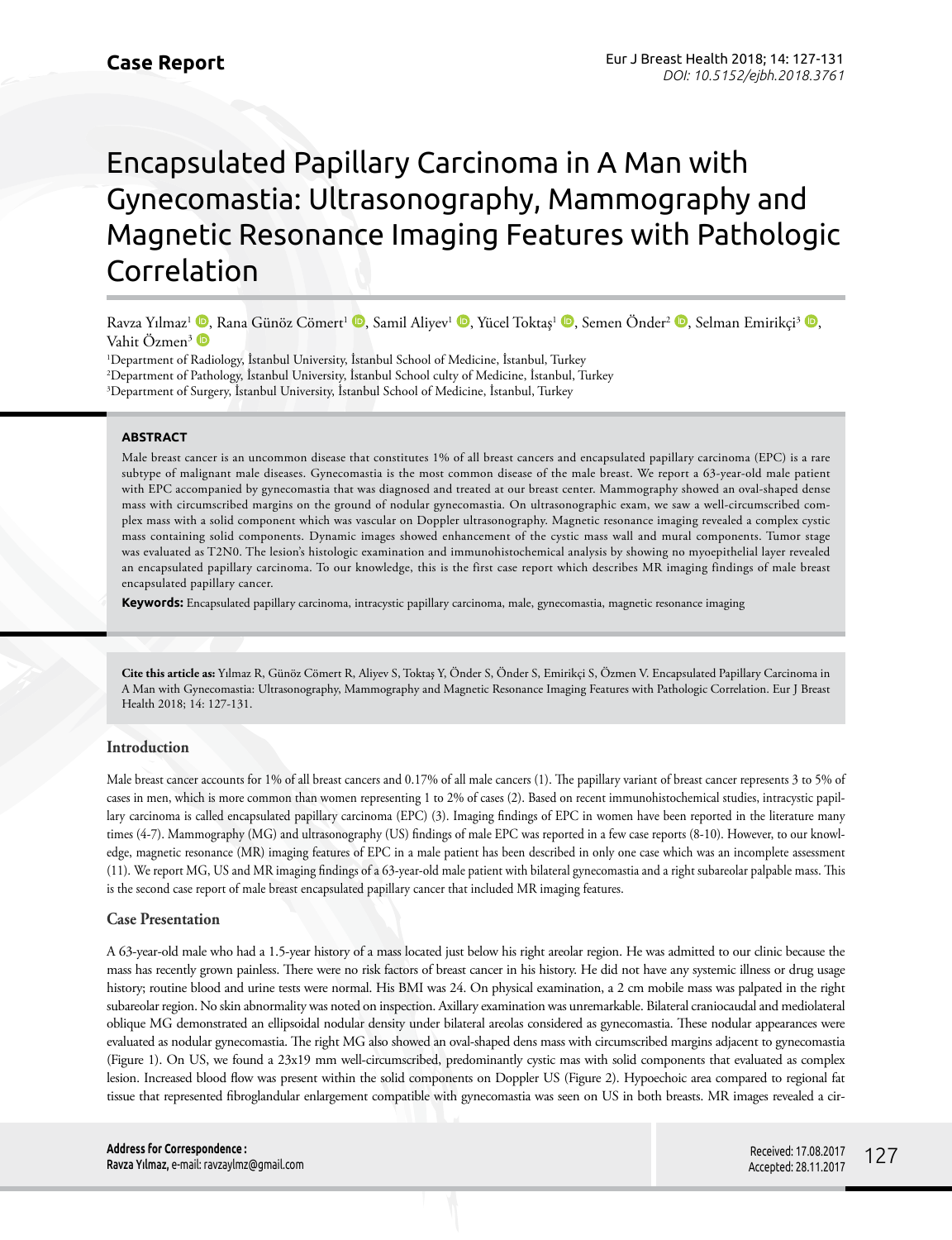Case Report

# Encapsulated Papillary Carcinoma in A Man with Gynecomastia: Ultrasonography, Mammography and Magnetic Resonance Imaging Features with Pathologic Correlation

Ravza Yılmaz[1], Rana Günöz Cömert[1], Samil Aliyev[1], Yücel Toktaş[1], Semen Önder[2], Selman Emirikçi[3], Vahit Özmen[3]

[1]Department of Radiology, İstanbul University, İstanbul School of Medicine, İstanbul, Turkey
[2]Department of Pathology, İstanbul University, İstanbul School culty of Medicine, İstanbul, Turkey
[3]Department of Surgery, İstanbul University, İstanbul School of Medicine, İstanbul, Turkey

### ABSTRACT

Male breast cancer is an uncommon disease that constitutes 1% of all breast cancers and encapsulated papillary carcinoma (EPC) is a rare subtype of malignant male diseases. Gynecomastia is the most common disease of the male breast. We report a 63-year-old male patient with EPC accompanied by gynecomastia that was diagnosed and treated at our breast center. Mammography showed an oval-shaped dense mass with circumscribed margins on the ground of nodular gynecomastia. On ultrasonographic exam, we saw a well-circumscribed complex mass with a solid component which was vascular on Doppler ultrasonography. Magnetic resonance imaging revealed a complex cystic mass containing solid components. Dynamic images showed enhancement of the cystic mass wall and mural components. Tumor stage was evaluated as T2N0. The lesion's histologic examination and immunohistochemical analysis by showing no myoepithelial layer revealed an encapsulated papillary carcinoma. To our knowledge, this is the first case report which describes MR imaging findings of male breast encapsulated papillary cancer.

**Keywords:** Encapsulated papillary carcinoma, intracystic papillary carcinoma, male, gynecomastia, magnetic resonance imaging

**Cite this article as:** Yılmaz R, Günöz Cömert R, Aliyev S, Toktaş Y, Önder S, Önder S, Emirikçi S, Özmen V. Encapsulated Papillary Carcinoma in A Man with Gynecomastia: Ultrasonography, Mammography and Magnetic Resonance Imaging Features with Pathologic Correlation. Eur J Breast Health 2018; 14: 127-131.

## Introduction

Male breast cancer accounts for 1% of all breast cancers and 0.17% of all male cancers (1). The papillary variant of breast cancer represents 3 to 5% of cases in men, which is more common than women representing 1 to 2% of cases (2). Based on recent immunohistochemical studies, intracystic papillary carcinoma is called encapsulated papillary carcinoma (EPC) (3). Imaging findings of EPC in women have been reported in the literature many times (4-7). Mammography (MG) and ultrasonography (US) findings of male EPC was reported in a few case reports (8-10). However, to our knowledge, magnetic resonance (MR) imaging features of EPC in a male patient has been described in only one case which was an incomplete assessment (11). We report MG, US and MR imaging findings of a 63-year-old male patient with bilateral gynecomastia and a right subareolar palpable mass. This is the second case report of male breast encapsulated papillary cancer that included MR imaging features.

## Case Presentation

A 63-year-old male who had a 1.5-year history of a mass located just below his right areolar region. He was admitted to our clinic because the mass has recently grown painless. There were no risk factors of breast cancer in his history. He did not have any systemic illness or drug usage history; routine blood and urine tests were normal. His BMI was 24. On physical examination, a 2 cm mobile mass was palpated in the right subareolar region. No skin abnormality was noted on inspection. Axillary examination was unremarkable. Bilateral craniocaudal and mediolateral oblique MG demonstrated an ellipsoidal nodular density under bilateral areolas considered as gynecomastia. These nodular appearances were evaluated as nodular gynecomastia. The right MG also showed an oval-shaped dens mass with circumscribed margins adjacent to gynecomastia (Figure 1). On US, we found a 23x19 mm well-circumscribed, predominantly cystic mas with solid components that evaluated as complex lesion. Increased blood flow was present within the solid components on Doppler US (Figure 2). Hypoechoic area compared to regional fat tissue that represented fibroglandular enlargement compatible with gynecomastia was seen on US in both breasts. MR images revealed a cir-

**Address for Correspondence :**
Ravza Yılmaz, e-mail: ravzaylmz@gmail.com

Received: 17.08.2017
Accepted: 28.11.2017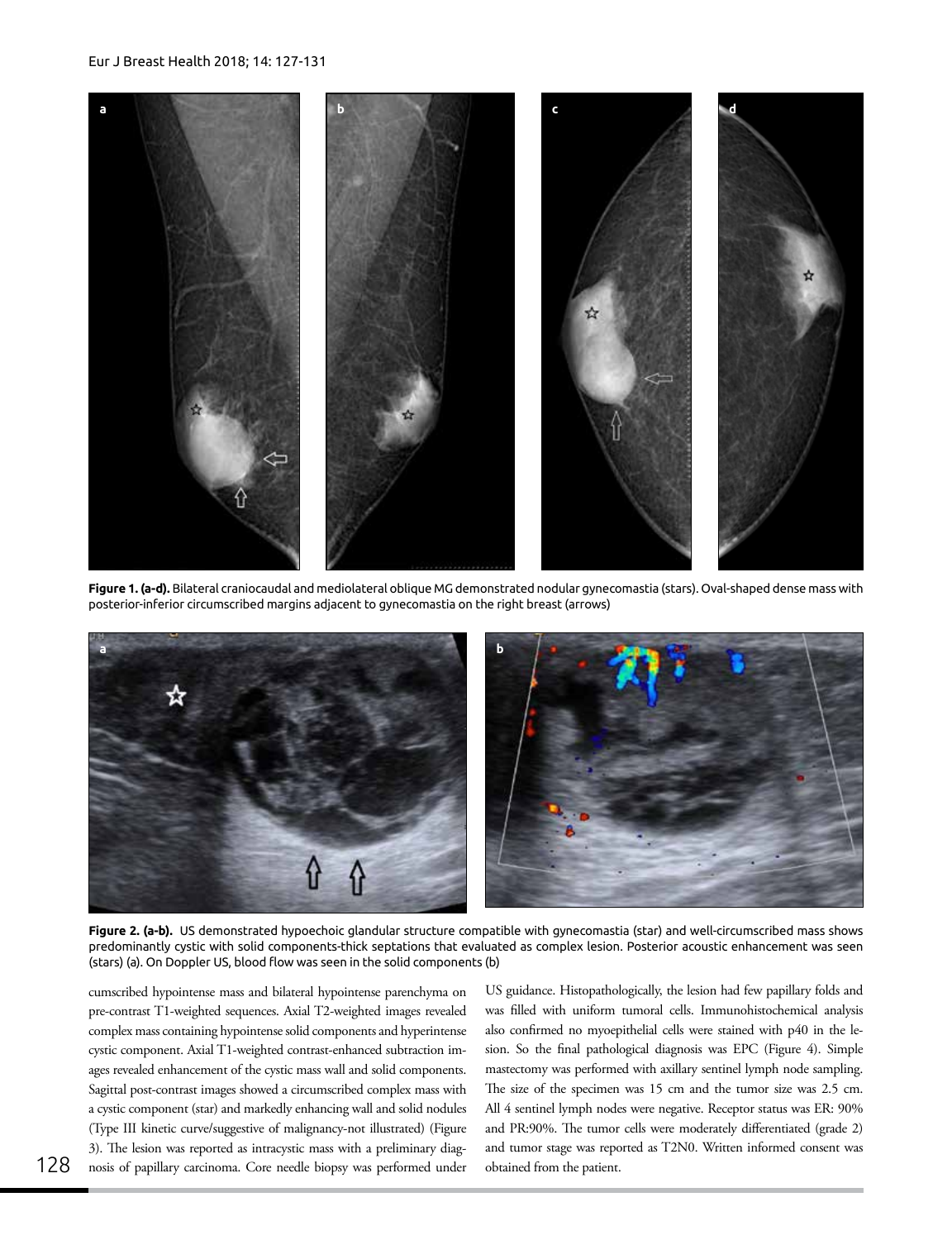**Figure 1. (a-d).** Bilateral craniocaudal and mediolateral oblique MG demonstrated nodular gynecomastia (stars). Oval-shaped dense mass with posterior-inferior circumscribed margins adjacent to gynecomastia on the right breast (arrows)

**Figure 2. (a-b).** US demonstrated hypoechoic glandular structure compatible with gynecomastia (star) and well-circumscribed mass shows predominantly cystic with solid components-thick septations that evaluated as complex lesion. Posterior acoustic enhancement was seen (stars) (a). On Doppler US, blood flow was seen in the solid components (b)

cumscribed hypointense mass and bilateral hypointense parenchyma on pre-contrast T1-weighted sequences. Axial T2-weighted images revealed complex mass containing hypointense solid components and hyperintense cystic component. Axial T1-weighted contrast-enhanced subtraction images revealed enhancement of the cystic mass wall and solid components. Sagittal post-contrast images showed a circumscribed complex mass with a cystic component (star) and markedly enhancing wall and solid nodules (Type III kinetic curve/suggestive of malignancy-not illustrated) (Figure 3). The lesion was reported as intracystic mass with a preliminary diagnosis of papillary carcinoma. Core needle biopsy was performed under US guidance. Histopathologically, the lesion had few papillary folds and was filled with uniform tumoral cells. Immunohistochemical analysis also confirmed no myoepithelial cells were stained with p40 in the lesion. So the final pathological diagnosis was EPC (Figure 4). Simple mastectomy was performed with axillary sentinel lymph node sampling. The size of the specimen was 15 cm and the tumor size was 2.5 cm. All 4 sentinel lymph nodes were negative. Receptor status was ER: 90% and PR:90%. The tumor cells were moderately differentiated (grade 2) and tumor stage was reported as T2N0. Written informed consent was obtained from the patient.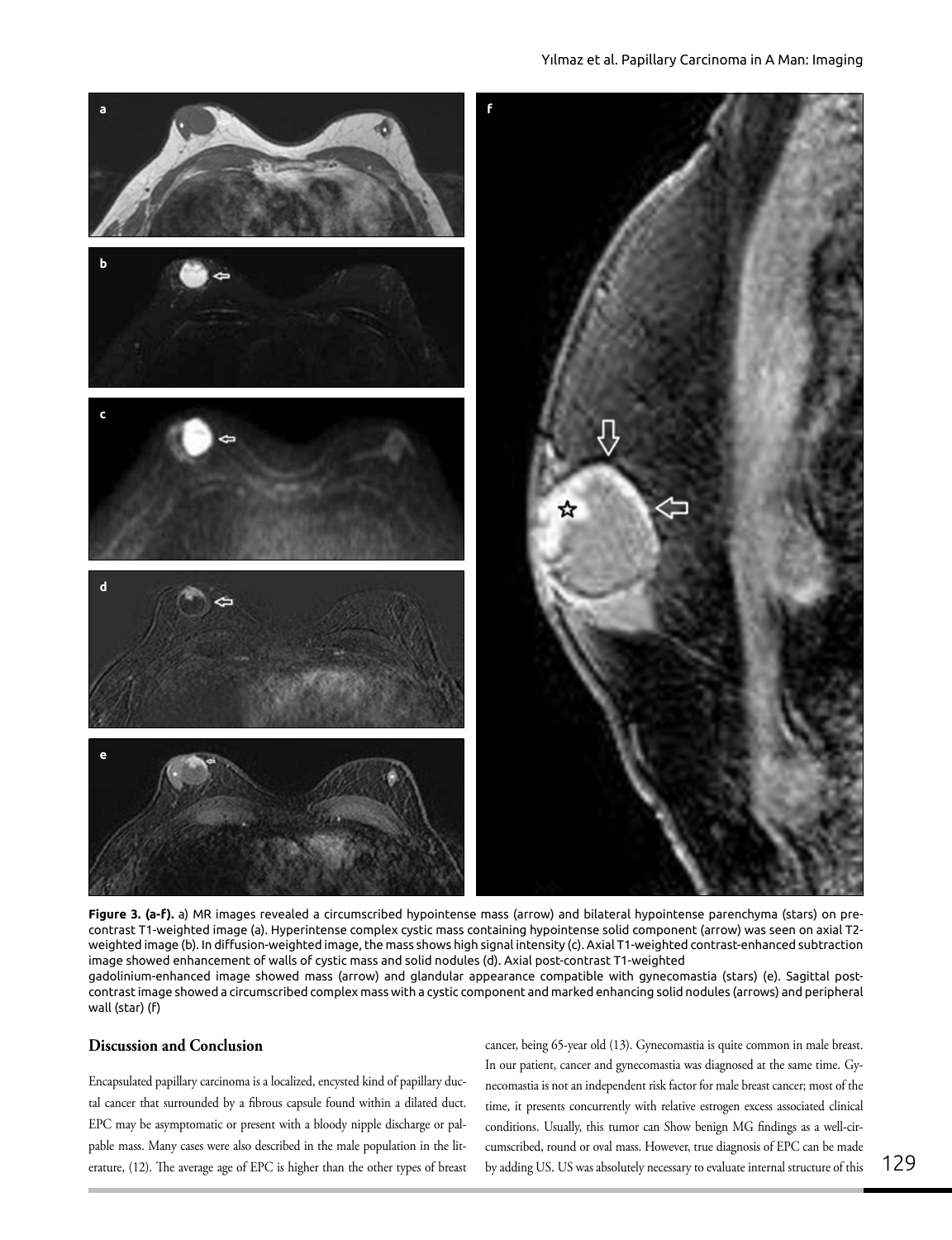**Figure 3. (a-f).** a) MR images revealed a circumscribed hypointense mass (arrow) and bilateral hypointense parenchyma (stars) on pre-contrast T1-weighted image (a). Hyperintense complex cystic mass containing hypointense solid component (arrow) was seen on axial T2-weighted image (b). In diffusion-weighted image, the mass shows high signal intensity (c). Axial T1-weighted contrast-enhanced subtraction image showed enhancement of walls of cystic mass and solid nodules (d). Axial post-contrast T1-weighted gadolinium-enhanced image showed mass (arrow) and glandular appearance compatible with gynecomastia (stars) (e). Sagittal post-contrast image showed a circumscribed complex mass with a cystic component and marked enhancing solid nodules (arrows) and peripheral wall (star) (f)

## Discussion and Conclusion

Encapsulated papillary carcinoma is a localized, encysted kind of papillary ductal cancer that surrounded by a fibrous capsule found within a dilated duct. EPC may be asymptomatic or present with a bloody nipple discharge or palpable mass. Many cases were also described in the male population in the literature, (12). The average age of EPC is higher than the other types of breast cancer, being 65-year old (13). Gynecomastia is quite common in male breast. In our patient, cancer and gynecomastia was diagnosed at the same time. Gynecomastia is not an independent risk factor for male breast cancer; most of the time, it presents concurrently with relative estrogen excess associated clinical conditions. Usually, this tumor can Show benign MG findings as a well-circumscribed, round or oval mass. However, true diagnosis of EPC can be made by adding US. US was absolutely necessary to evaluate internal structure of this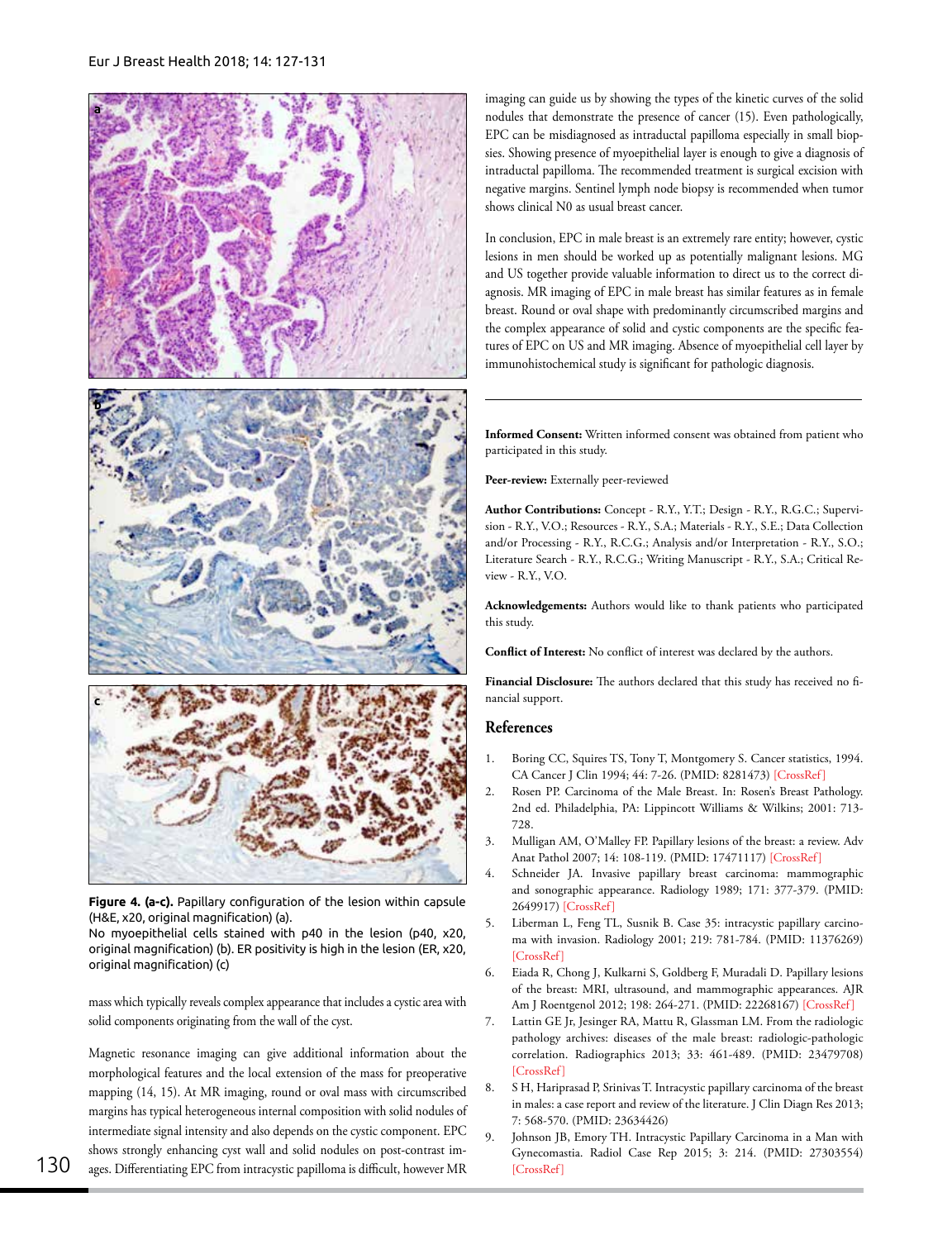Figure 4. (a-c). Papillary configuration of the lesion within capsule (H&E, x20, original magnification) (a).
No myoepithelial cells stained with p40 in the lesion (p40, x20, original magnification) (b). ER positivity is high in the lesion (ER, x20, original magnification) (c)

mass which typically reveals complex appearance that includes a cystic area with solid components originating from the wall of the cyst.

Magnetic resonance imaging can give additional information about the morphological features and the local extension of the mass for preoperative mapping (14, 15). At MR imaging, round or oval mass with circumscribed margins has typical heterogeneous internal composition with solid nodules of intermediate signal intensity and also depends on the cystic component. EPC shows strongly enhancing cyst wall and solid nodules on post-contrast images. Differentiating EPC from intracystic papilloma is difficult, however MR imaging can guide us by showing the types of the kinetic curves of the solid nodules that demonstrate the presence of cancer (15). Even pathologically, EPC can be misdiagnosed as intraductal papilloma especially in small biopsies. Showing presence of myoepithelial layer is enough to give a diagnosis of intraductal papilloma. The recommended treatment is surgical excision with negative margins. Sentinel lymph node biopsy is recommended when tumor shows clinical N0 as usual breast cancer.

In conclusion, EPC in male breast is an extremely rare entity; however, cystic lesions in men should be worked up as potentially malignant lesions. MG and US together provide valuable information to direct us to the correct diagnosis. MR imaging of EPC in male breast has similar features as in female breast. Round or oval shape with predominantly circumscribed margins and the complex appearance of solid and cystic components are the specific features of EPC on US and MR imaging. Absence of myoepithelial cell layer by immunohistochemical study is significant for pathologic diagnosis.

---

**Informed Consent:** Written informed consent was obtained from patient who participated in this study.

**Peer-review:** Externally peer-reviewed

**Author Contributions:** Concept - R.Y., Y.T.; Design - R.Y., R.G.C.; Supervision - R.Y., V.O.; Resources - R.Y., S.A.; Materials - R.Y., S.E.; Data Collection and/or Processing - R.Y., R.C.G.; Analysis and/or Interpretation - R.Y., S.O.; Literature Search - R.Y., R.C.G.; Writing Manuscript - R.Y., S.A.; Critical Review - R.Y., V.O.

**Acknowledgements:** Authors would like to thank patients who participated this study.

**Conflict of Interest:** No conflict of interest was declared by the authors.

**Financial Disclosure:** The authors declared that this study has received no financial support.

## References

1. Boring CC, Squires TS, Tony T, Montgomery S. Cancer statistics, 1994. CA Cancer J Clin 1994; 44: 7-26. (PMID: 8281473) [CrossRef]
2. Rosen PP. Carcinoma of the Male Breast. In: Rosen's Breast Pathology. 2nd ed. Philadelphia, PA: Lippincott Williams & Wilkins; 2001: 713-728.
3. Mulligan AM, O'Malley FP. Papillary lesions of the breast: a review. Adv Anat Pathol 2007; 14: 108-119. (PMID: 17471117) [CrossRef]
4. Schneider JA. Invasive papillary breast carcinoma: mammographic and sonographic appearance. Radiology 1989; 171: 377-379. (PMID: 2649917) [CrossRef]
5. Liberman L, Feng TL, Susnik B. Case 35: intracystic papillary carcinoma with invasion. Radiology 2001; 219: 781-784. (PMID: 11376269) [CrossRef]
6. Eiada R, Chong J, Kulkarni S, Goldberg F, Muradali D. Papillary lesions of the breast: MRI, ultrasound, and mammographic appearances. AJR Am J Roentgenol 2012; 198: 264-271. (PMID: 22268167) [CrossRef]
7. Lattin GE Jr, Jesinger RA, Mattu R, Glassman LM. From the radiologic pathology archives: diseases of the male breast: radiologic-pathologic correlation. Radiographics 2013; 33: 461-489. (PMID: 23479708) [CrossRef]
8. S H, Hariprasad P, Srinivas T. Intracystic papillary carcinoma of the breast in males: a case report and review of the literature. J Clin Diagn Res 2013; 7: 568-570. (PMID: 23634426)
9. Johnson JB, Emory TH. Intracystic Papillary Carcinoma in a Man with Gynecomastia. Radiol Case Rep 2015; 3: 214. (PMID: 27303554) [CrossRef]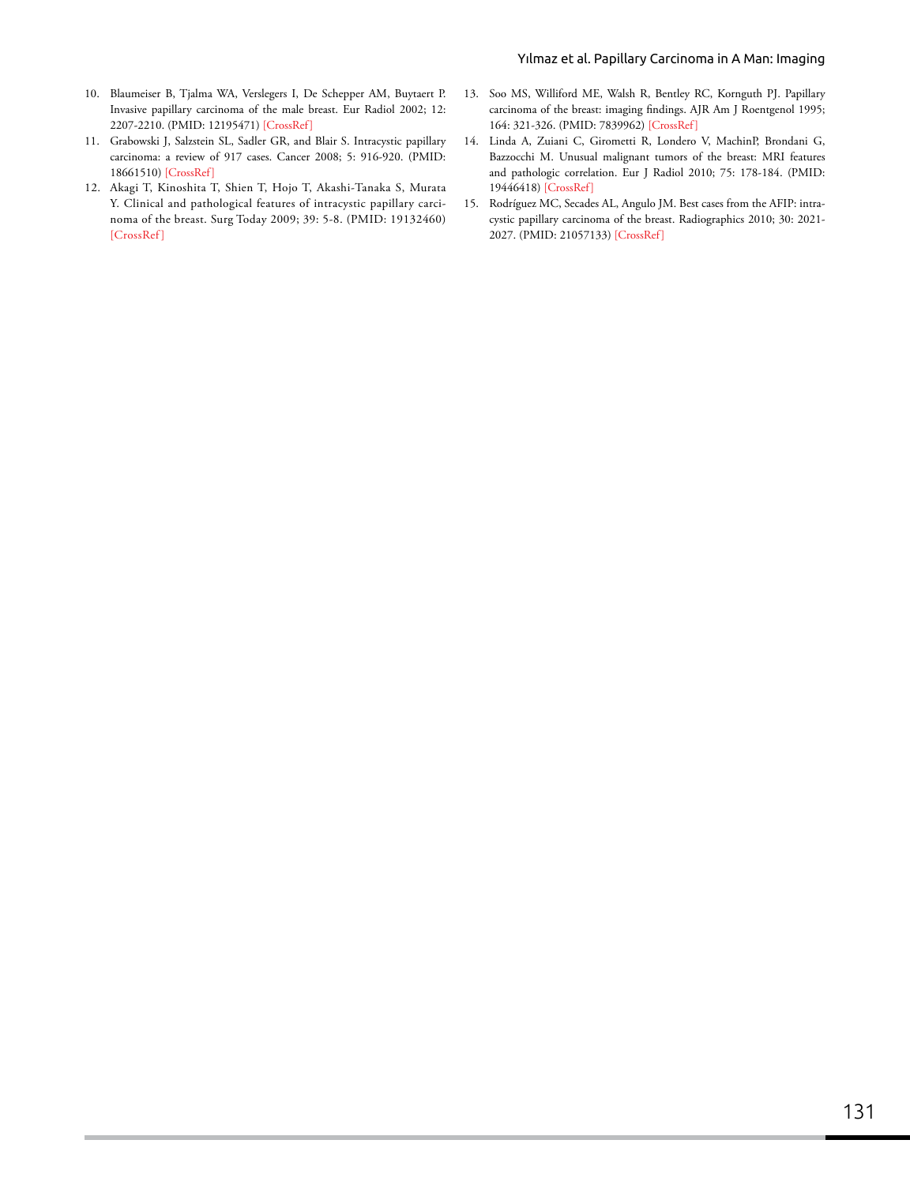10. Blaumeiser B, Tjalma WA, Verslegers I, De Schepper AM, Buytaert P. Invasive papillary carcinoma of the male breast. Eur Radiol 2002; 12: 2207-2210. (PMID: 12195471) [CrossRef]
11. Grabowski J, Salzstein SL, Sadler GR, and Blair S. Intracystic papillary carcinoma: a review of 917 cases. Cancer 2008; 5: 916-920. (PMID: 18661510) [CrossRef]
12. Akagi T, Kinoshita T, Shien T, Hojo T, Akashi-Tanaka S, Murata Y. Clinical and pathological features of intracystic papillary carcinoma of the breast. Surg Today 2009; 39: 5-8. (PMID: 19132460) [CrossRef]
13. Soo MS, Williford ME, Walsh R, Bentley RC, Kornguth PJ. Papillary carcinoma of the breast: imaging findings. AJR Am J Roentgenol 1995; 164: 321-326. (PMID: 7839962) [CrossRef]
14. Linda A, Zuiani C, Girometti R, Londero V, MachinP, Brondani G, Bazzocchi M. Unusual malignant tumors of the breast: MRI features and pathologic correlation. Eur J Radiol 2010; 75: 178-184. (PMID: 19446418) [CrossRef]
15. Rodríguez MC, Secades AL, Angulo JM. Best cases from the AFIP: intracystic papillary carcinoma of the breast. Radiographics 2010; 30: 2021-2027. (PMID: 21057133) [CrossRef]